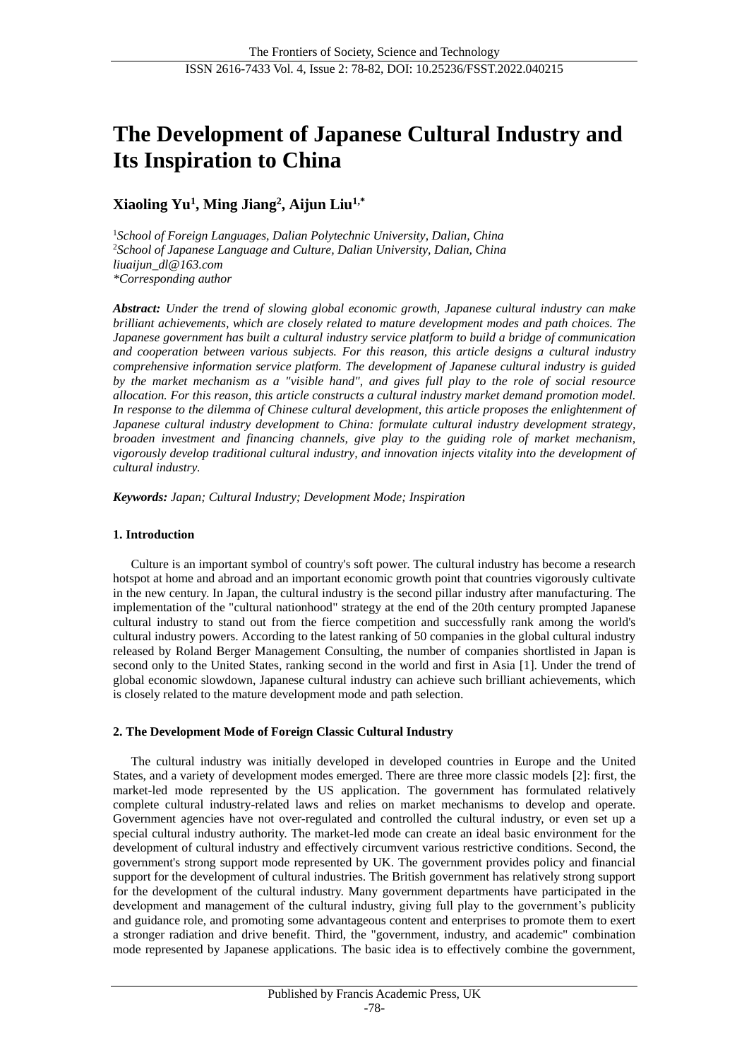# The Development of Japanese Cultural Industry and Its Inspiration to China

**Xiaoling Yu[1], Ming Jiang[2], Aijun Liu[1,*]**

[1]*School of Foreign Languages, Dalian Polytechnic University, Dalian, China*
[2]*School of Japanese Language and Culture, Dalian University, Dalian, China*
*liuaijun_dl@163.com*
*\*Corresponding author*

***Abstract:*** *Under the trend of slowing global economic growth, Japanese cultural industry can make brilliant achievements, which are closely related to mature development modes and path choices. The Japanese government has built a cultural industry service platform to build a bridge of communication and cooperation between various subjects. For this reason, this article designs a cultural industry comprehensive information service platform. The development of Japanese cultural industry is guided by the market mechanism as a "visible hand", and gives full play to the role of social resource allocation. For this reason, this article constructs a cultural industry market demand promotion model. In response to the dilemma of Chinese cultural development, this article proposes the enlightenment of Japanese cultural industry development to China: formulate cultural industry development strategy, broaden investment and financing channels, give play to the guiding role of market mechanism, vigorously develop traditional cultural industry, and innovation injects vitality into the development of cultural industry.*

***Keywords:*** *Japan; Cultural Industry; Development Mode; Inspiration*

## 1. Introduction

Culture is an important symbol of country's soft power. The cultural industry has become a research hotspot at home and abroad and an important economic growth point that countries vigorously cultivate in the new century. In Japan, the cultural industry is the second pillar industry after manufacturing. The implementation of the "cultural nationhood" strategy at the end of the 20th century prompted Japanese cultural industry to stand out from the fierce competition and successfully rank among the world's cultural industry powers. According to the latest ranking of 50 companies in the global cultural industry released by Roland Berger Management Consulting, the number of companies shortlisted in Japan is second only to the United States, ranking second in the world and first in Asia [1]. Under the trend of global economic slowdown, Japanese cultural industry can achieve such brilliant achievements, which is closely related to the mature development mode and path selection.

## 2. The Development Mode of Foreign Classic Cultural Industry

The cultural industry was initially developed in developed countries in Europe and the United States, and a variety of development modes emerged. There are three more classic models [2]: first, the market-led mode represented by the US application. The government has formulated relatively complete cultural industry-related laws and relies on market mechanisms to develop and operate. Government agencies have not over-regulated and controlled the cultural industry, or even set up a special cultural industry authority. The market-led mode can create an ideal basic environment for the development of cultural industry and effectively circumvent various restrictive conditions. Second, the government's strong support mode represented by UK. The government provides policy and financial support for the development of cultural industries. The British government has relatively strong support for the development of the cultural industry. Many government departments have participated in the development and management of the cultural industry, giving full play to the government's publicity and guidance role, and promoting some advantageous content and enterprises to promote them to exert a stronger radiation and drive benefit. Third, the "government, industry, and academic" combination mode represented by Japanese applications. The basic idea is to effectively combine the government,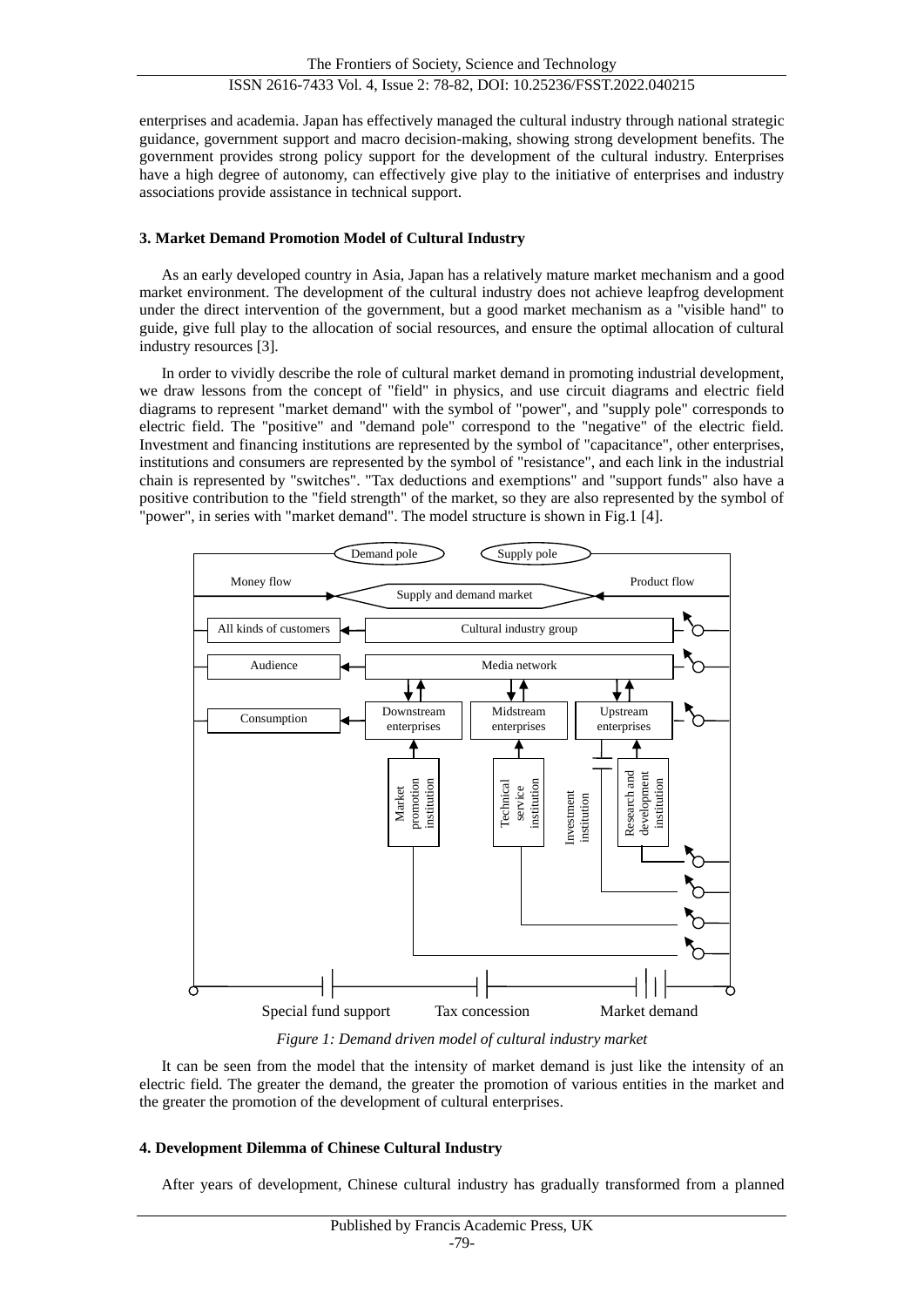enterprises and academia. Japan has effectively managed the cultural industry through national strategic guidance, government support and macro decision-making, showing strong development benefits. The government provides strong policy support for the development of the cultural industry. Enterprises have a high degree of autonomy, can effectively give play to the initiative of enterprises and industry associations provide assistance in technical support.

### 3. Market Demand Promotion Model of Cultural Industry

As an early developed country in Asia, Japan has a relatively mature market mechanism and a good market environment. The development of the cultural industry does not achieve leapfrog development under the direct intervention of the government, but a good market mechanism as a "visible hand" to guide, give full play to the allocation of social resources, and ensure the optimal allocation of cultural industry resources [3].

In order to vividly describe the role of cultural market demand in promoting industrial development, we draw lessons from the concept of "field" in physics, and use circuit diagrams and electric field diagrams to represent "market demand" with the symbol of "power", and "supply pole" corresponds to electric field. The "positive" and "demand pole" correspond to the "negative" of the electric field. Investment and financing institutions are represented by the symbol of "capacitance", other enterprises, institutions and consumers are represented by the symbol of "resistance", and each link in the industrial chain is represented by "switches". "Tax deductions and exemptions" and "support funds" also have a positive contribution to the "field strength" of the market, so they are also represented by the symbol of "power", in series with "market demand". The model structure is shown in Fig.1 [4].

Demand pole | Supply pole | Money flow | Product flow | Supply and demand market | All kinds of customers | Cultural industry group | Audience | Media network | Consumption | Downstream enterprises | Midstream enterprises | Upstream enterprises | Market promotion institution | Technical service institution | Investment institution | Research and development institution | Special fund support | Tax concession | Market demand

*Figure 1: Demand driven model of cultural industry market*

It can be seen from the model that the intensity of market demand is just like the intensity of an electric field. The greater the demand, the greater the promotion of various entities in the market and the greater the promotion of the development of cultural enterprises.

### 4. Development Dilemma of Chinese Cultural Industry

After years of development, Chinese cultural industry has gradually transformed from a planned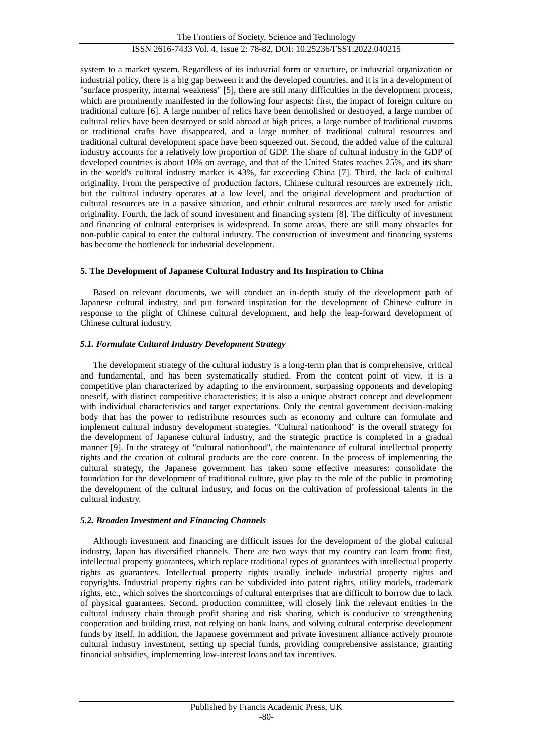system to a market system. Regardless of its industrial form or structure, or industrial organization or industrial policy, there is a big gap between it and the developed countries, and it is in a development of "surface prosperity, internal weakness" [5], there are still many difficulties in the development process, which are prominently manifested in the following four aspects: first, the impact of foreign culture on traditional culture [6]. A large number of relics have been demolished or destroyed, a large number of cultural relics have been destroyed or sold abroad at high prices, a large number of traditional customs or traditional crafts have disappeared, and a large number of traditional cultural resources and traditional cultural development space have been squeezed out. Second, the added value of the cultural industry accounts for a relatively low proportion of GDP. The share of cultural industry in the GDP of developed countries is about 10% on average, and that of the United States reaches 25%, and its share in the world's cultural industry market is 43%, far exceeding China [7]. Third, the lack of cultural originality. From the perspective of production factors, Chinese cultural resources are extremely rich, but the cultural industry operates at a low level, and the original development and production of cultural resources are in a passive situation, and ethnic cultural resources are rarely used for artistic originality. Fourth, the lack of sound investment and financing system [8]. The difficulty of investment and financing of cultural enterprises is widespread. In some areas, there are still many obstacles for non-public capital to enter the cultural industry. The construction of investment and financing systems has become the bottleneck for industrial development.

## 5. The Development of Japanese Cultural Industry and Its Inspiration to China

Based on relevant documents, we will conduct an in-depth study of the development path of Japanese cultural industry, and put forward inspiration for the development of Chinese culture in response to the plight of Chinese cultural development, and help the leap-forward development of Chinese cultural industry.

### *5.1. Formulate Cultural Industry Development Strategy*

The development strategy of the cultural industry is a long-term plan that is comprehensive, critical and fundamental, and has been systematically studied. From the content point of view, it is a competitive plan characterized by adapting to the environment, surpassing opponents and developing oneself, with distinct competitive characteristics; it is also a unique abstract concept and development with individual characteristics and target expectations. Only the central government decision-making body that has the power to redistribute resources such as economy and culture can formulate and implement cultural industry development strategies. "Cultural nationhood" is the overall strategy for the development of Japanese cultural industry, and the strategic practice is completed in a gradual manner [9]. In the strategy of "cultural nationhood", the maintenance of cultural intellectual property rights and the creation of cultural products are the core content. In the process of implementing the cultural strategy, the Japanese government has taken some effective measures: consolidate the foundation for the development of traditional culture, give play to the role of the public in promoting the development of the cultural industry, and focus on the cultivation of professional talents in the cultural industry.

### *5.2. Broaden Investment and Financing Channels*

Although investment and financing are difficult issues for the development of the global cultural industry, Japan has diversified channels. There are two ways that my country can learn from: first, intellectual property guarantees, which replace traditional types of guarantees with intellectual property rights as guarantees. Intellectual property rights usually include industrial property rights and copyrights. Industrial property rights can be subdivided into patent rights, utility models, trademark rights, etc., which solves the shortcomings of cultural enterprises that are difficult to borrow due to lack of physical guarantees. Second, production committee, will closely link the relevant entities in the cultural industry chain through profit sharing and risk sharing, which is conducive to strengthening cooperation and building trust, not relying on bank loans, and solving cultural enterprise development funds by itself. In addition, the Japanese government and private investment alliance actively promote cultural industry investment, setting up special funds, providing comprehensive assistance, granting financial subsidies, implementing low-interest loans and tax incentives.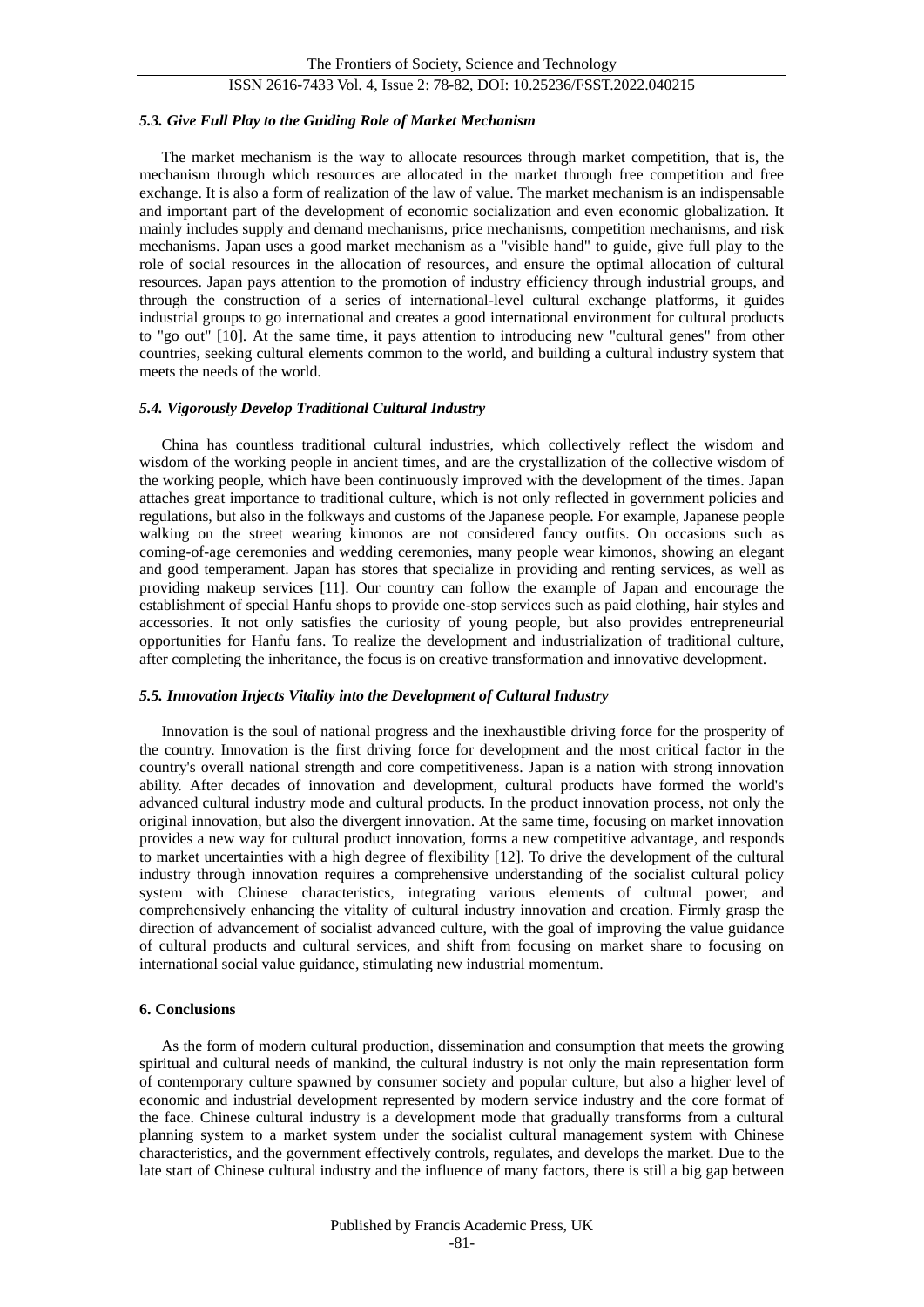### *5.3. Give Full Play to the Guiding Role of Market Mechanism*

The market mechanism is the way to allocate resources through market competition, that is, the mechanism through which resources are allocated in the market through free competition and free exchange. It is also a form of realization of the law of value. The market mechanism is an indispensable and important part of the development of economic socialization and even economic globalization. It mainly includes supply and demand mechanisms, price mechanisms, competition mechanisms, and risk mechanisms. Japan uses a good market mechanism as a "visible hand" to guide, give full play to the role of social resources in the allocation of resources, and ensure the optimal allocation of cultural resources. Japan pays attention to the promotion of industry efficiency through industrial groups, and through the construction of a series of international-level cultural exchange platforms, it guides industrial groups to go international and creates a good international environment for cultural products to "go out" [10]. At the same time, it pays attention to introducing new "cultural genes" from other countries, seeking cultural elements common to the world, and building a cultural industry system that meets the needs of the world.

### *5.4. Vigorously Develop Traditional Cultural Industry*

China has countless traditional cultural industries, which collectively reflect the wisdom and wisdom of the working people in ancient times, and are the crystallization of the collective wisdom of the working people, which have been continuously improved with the development of the times. Japan attaches great importance to traditional culture, which is not only reflected in government policies and regulations, but also in the folkways and customs of the Japanese people. For example, Japanese people walking on the street wearing kimonos are not considered fancy outfits. On occasions such as coming-of-age ceremonies and wedding ceremonies, many people wear kimonos, showing an elegant and good temperament. Japan has stores that specialize in providing and renting services, as well as providing makeup services [11]. Our country can follow the example of Japan and encourage the establishment of special Hanfu shops to provide one-stop services such as paid clothing, hair styles and accessories. It not only satisfies the curiosity of young people, but also provides entrepreneurial opportunities for Hanfu fans. To realize the development and industrialization of traditional culture, after completing the inheritance, the focus is on creative transformation and innovative development.

### *5.5. Innovation Injects Vitality into the Development of Cultural Industry*

Innovation is the soul of national progress and the inexhaustible driving force for the prosperity of the country. Innovation is the first driving force for development and the most critical factor in the country's overall national strength and core competitiveness. Japan is a nation with strong innovation ability. After decades of innovation and development, cultural products have formed the world's advanced cultural industry mode and cultural products. In the product innovation process, not only the original innovation, but also the divergent innovation. At the same time, focusing on market innovation provides a new way for cultural product innovation, forms a new competitive advantage, and responds to market uncertainties with a high degree of flexibility [12]. To drive the development of the cultural industry through innovation requires a comprehensive understanding of the socialist cultural policy system with Chinese characteristics, integrating various elements of cultural power, and comprehensively enhancing the vitality of cultural industry innovation and creation. Firmly grasp the direction of advancement of socialist advanced culture, with the goal of improving the value guidance of cultural products and cultural services, and shift from focusing on market share to focusing on international social value guidance, stimulating new industrial momentum.

## **6. Conclusions**

As the form of modern cultural production, dissemination and consumption that meets the growing spiritual and cultural needs of mankind, the cultural industry is not only the main representation form of contemporary culture spawned by consumer society and popular culture, but also a higher level of economic and industrial development represented by modern service industry and the core format of the face. Chinese cultural industry is a development mode that gradually transforms from a cultural planning system to a market system under the socialist cultural management system with Chinese characteristics, and the government effectively controls, regulates, and develops the market. Due to the late start of Chinese cultural industry and the influence of many factors, there is still a big gap between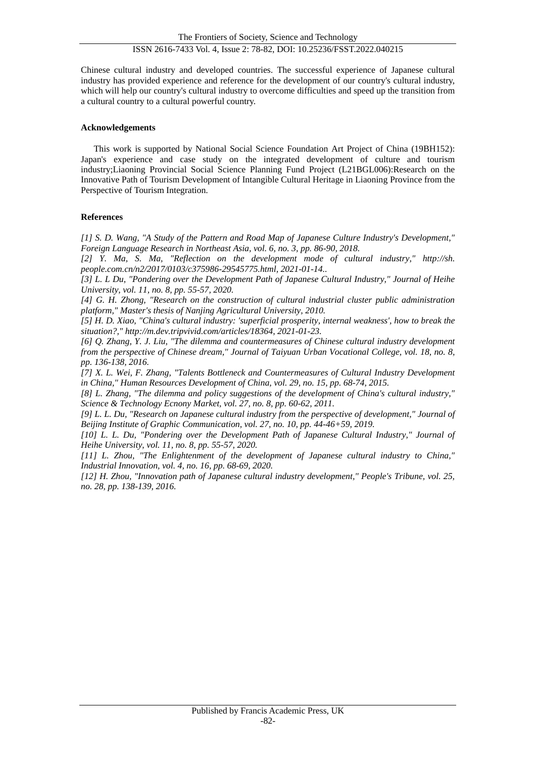Chinese cultural industry and developed countries. The successful experience of Japanese cultural industry has provided experience and reference for the development of our country's cultural industry, which will help our country's cultural industry to overcome difficulties and speed up the transition from a cultural country to a cultural powerful country.

## Acknowledgements

This work is supported by National Social Science Foundation Art Project of China (19BH152): Japan's experience and case study on the integrated development of culture and tourism industry;Liaoning Provincial Social Science Planning Fund Project (L21BGL006):Research on the Innovative Path of Tourism Development of Intangible Cultural Heritage in Liaoning Province from the Perspective of Tourism Integration.

## References

*[1] S. D. Wang, "A Study of the Pattern and Road Map of Japanese Culture Industry's Development," Foreign Language Research in Northeast Asia, vol. 6, no. 3, pp. 86-90, 2018.*

*[2] Y. Ma, S. Ma, "Reflection on the development mode of cultural industry," http://sh. people.com.cn/n2/2017/0103/c375986-29545775.html, 2021-01-14..*

*[3] L. L Du, "Pondering over the Development Path of Japanese Cultural Industry," Journal of Heihe University, vol. 11, no. 8, pp. 55-57, 2020.*

*[4] G. H. Zhong, "Research on the construction of cultural industrial cluster public administration platform," Master's thesis of Nanjing Agricultural University, 2010.*

*[5] H. D. Xiao, "China's cultural industry: 'superficial prosperity, internal weakness', how to break the situation?," http://m.dev.tripvivid.com/articles/18364, 2021-01-23.*

*[6] Q. Zhang, Y. J. Liu, "The dilemma and countermeasures of Chinese cultural industry development from the perspective of Chinese dream," Journal of Taiyuan Urban Vocational College, vol. 18, no. 8, pp. 136-138, 2016.*

*[7] X. L. Wei, F. Zhang, "Talents Bottleneck and Countermeasures of Cultural Industry Development in China," Human Resources Development of China, vol. 29, no. 15, pp. 68-74, 2015.*

*[8] L. Zhang, "The dilemma and policy suggestions of the development of China's cultural industry," Science & Technology Ecnony Market, vol. 27, no. 8, pp. 60-62, 2011.*

*[9] L. L. Du, "Research on Japanese cultural industry from the perspective of development," Journal of Beijing Institute of Graphic Communication, vol. 27, no. 10, pp. 44-46+59, 2019.*

*[10] L. L. Du, "Pondering over the Development Path of Japanese Cultural Industry," Journal of Heihe University, vol. 11, no. 8, pp. 55-57, 2020.*

*[11] L. Zhou, "The Enlightenment of the development of Japanese cultural industry to China," Industrial Innovation, vol. 4, no. 16, pp. 68-69, 2020.*

*[12] H. Zhou, "Innovation path of Japanese cultural industry development," People's Tribune, vol. 25, no. 28, pp. 138-139, 2016.*